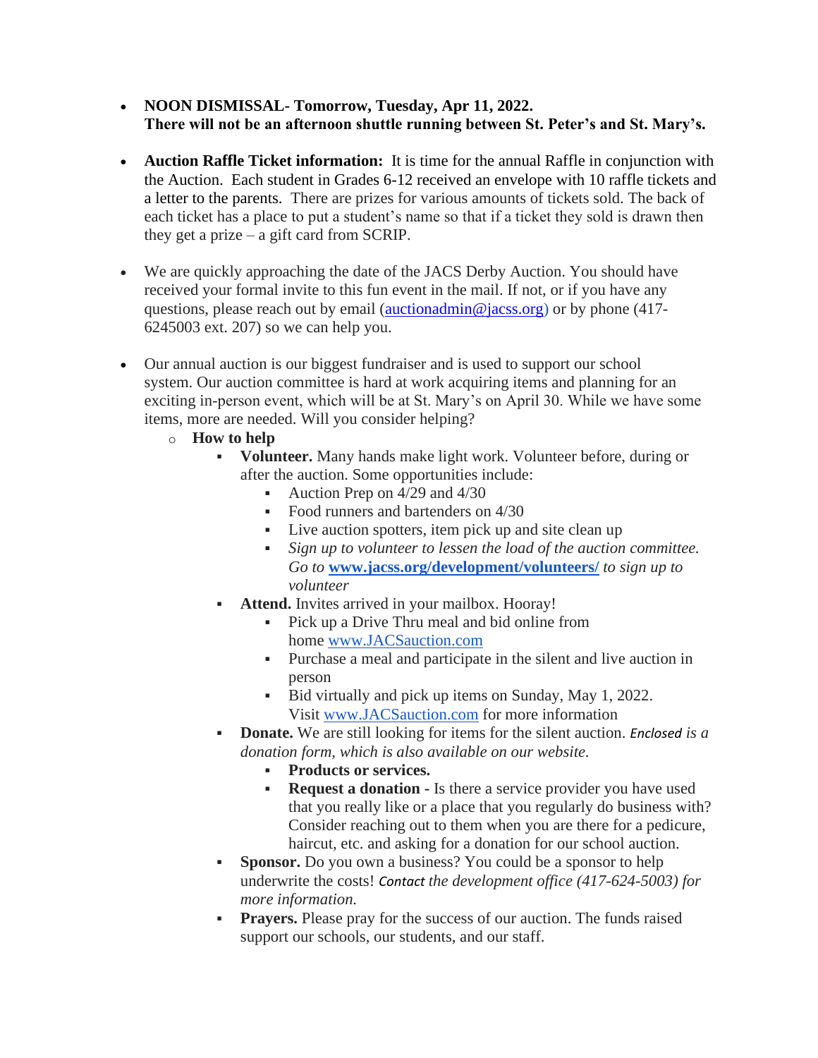- **NOON DISMISSAL- Tomorrow, Tuesday, Apr 11, 2022.**
  **There will not be an afternoon shuttle running between St. Peter's and St. Mary's.**

- **Auction Raffle Ticket information:** It is time for the annual Raffle in conjunction with the Auction. Each student in Grades 6-12 received an envelope with 10 raffle tickets and a letter to the parents. There are prizes for various amounts of tickets sold. The back of each ticket has a place to put a student's name so that if a ticket they sold is drawn then they get a prize – a gift card from SCRIP.

- We are quickly approaching the date of the JACS Derby Auction. You should have received your formal invite to this fun event in the mail. If not, or if you have any questions, please reach out by email ([auctionadmin@jacss.org](mailto:auctionadmin@jacss.org)) or by phone (417-6245003 ext. 207) so we can help you.

- Our annual auction is our biggest fundraiser and is used to support our school system. Our auction committee is hard at work acquiring items and planning for an exciting in-person event, which will be at St. Mary's on April 30. While we have some items, more are needed. Will you consider helping?
  - **How to help**
    - **Volunteer.** Many hands make light work. Volunteer before, during or after the auction. Some opportunities include:
      - Auction Prep on 4/29 and 4/30
      - Food runners and bartenders on 4/30
      - Live auction spotters, item pick up and site clean up
      - *Sign up to volunteer to lessen the load of the auction committee. Go to* **[www.jacss.org/development/volunteers/](http://www.jacss.org/development/volunteers/)** *to sign up to volunteer*
    - **Attend.** Invites arrived in your mailbox. Hooray!
      - Pick up a Drive Thru meal and bid online from home [www.JACSauction.com](http://www.JACSauction.com)
      - Purchase a meal and participate in the silent and live auction in person
      - Bid virtually and pick up items on Sunday, May 1, 2022. Visit [www.JACSauction.com](http://www.JACSauction.com) for more information
    - **Donate.** We are still looking for items for the silent auction. *Enclosed is a donation form, which is also available on our website.*
      - **Products or services.**
      - **Request a donation -** Is there a service provider you have used that you really like or a place that you regularly do business with? Consider reaching out to them when you are there for a pedicure, haircut, etc. and asking for a donation for our school auction.
    - **Sponsor.** Do you own a business? You could be a sponsor to help underwrite the costs! *Contact the development office (417-624-5003) for more information.*
    - **Prayers.** Please pray for the success of our auction. The funds raised support our schools, our students, and our staff.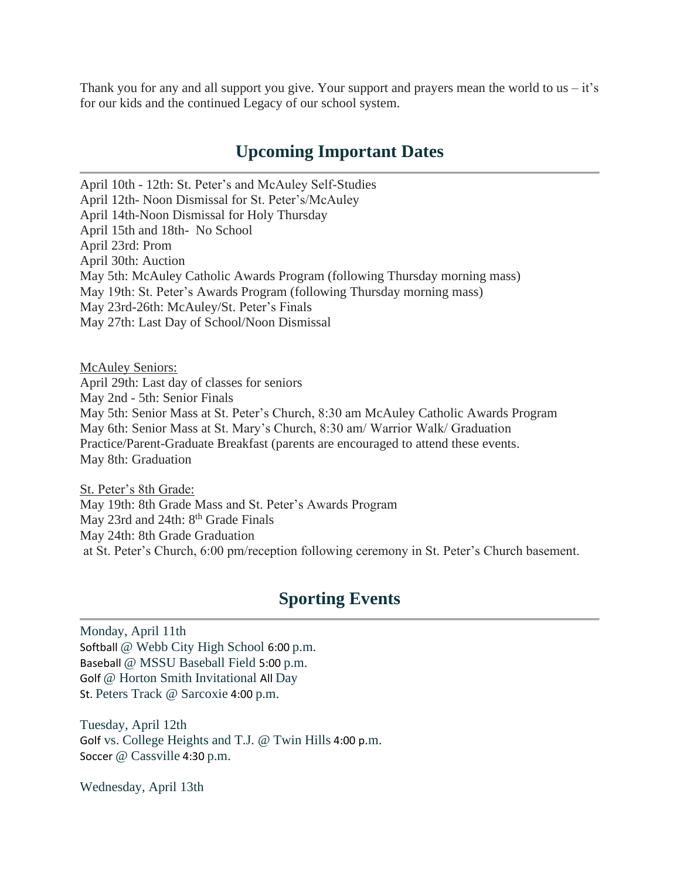Thank you for any and all support you give. Your support and prayers mean the world to us – it's for our kids and the continued Legacy of our school system.

## Upcoming Important Dates

April 10th - 12th: St. Peter's and McAuley Self-Studies
April 12th- Noon Dismissal for St. Peter's/McAuley
April 14th-Noon Dismissal for Holy Thursday
April 15th and 18th- No School
April 23rd: Prom
April 30th: Auction
May 5th: McAuley Catholic Awards Program (following Thursday morning mass)
May 19th: St. Peter's Awards Program (following Thursday morning mass)
May 23rd-26th: McAuley/St. Peter's Finals
May 27th: Last Day of School/Noon Dismissal

McAuley Seniors:
April 29th: Last day of classes for seniors
May 2nd - 5th: Senior Finals
May 5th: Senior Mass at St. Peter's Church, 8:30 am McAuley Catholic Awards Program
May 6th: Senior Mass at St. Mary's Church, 8:30 am/ Warrior Walk/ Graduation Practice/Parent-Graduate Breakfast (parents are encouraged to attend these events.
May 8th: Graduation

St. Peter's 8th Grade:
May 19th: 8th Grade Mass and St. Peter's Awards Program
May 23rd and 24th: 8th Grade Finals
May 24th: 8th Grade Graduation
at St. Peter's Church, 6:00 pm/reception following ceremony in St. Peter's Church basement.

## Sporting Events

Monday, April 11th
Softball @ Webb City High School 6:00 p.m.
Baseball @ MSSU Baseball Field 5:00 p.m.
Golf @ Horton Smith Invitational All Day
St. Peters Track @ Sarcoxie 4:00 p.m.

Tuesday, April 12th
Golf vs. College Heights and T.J. @ Twin Hills 4:00 p.m.
Soccer @ Cassville 4:30 p.m.

Wednesday, April 13th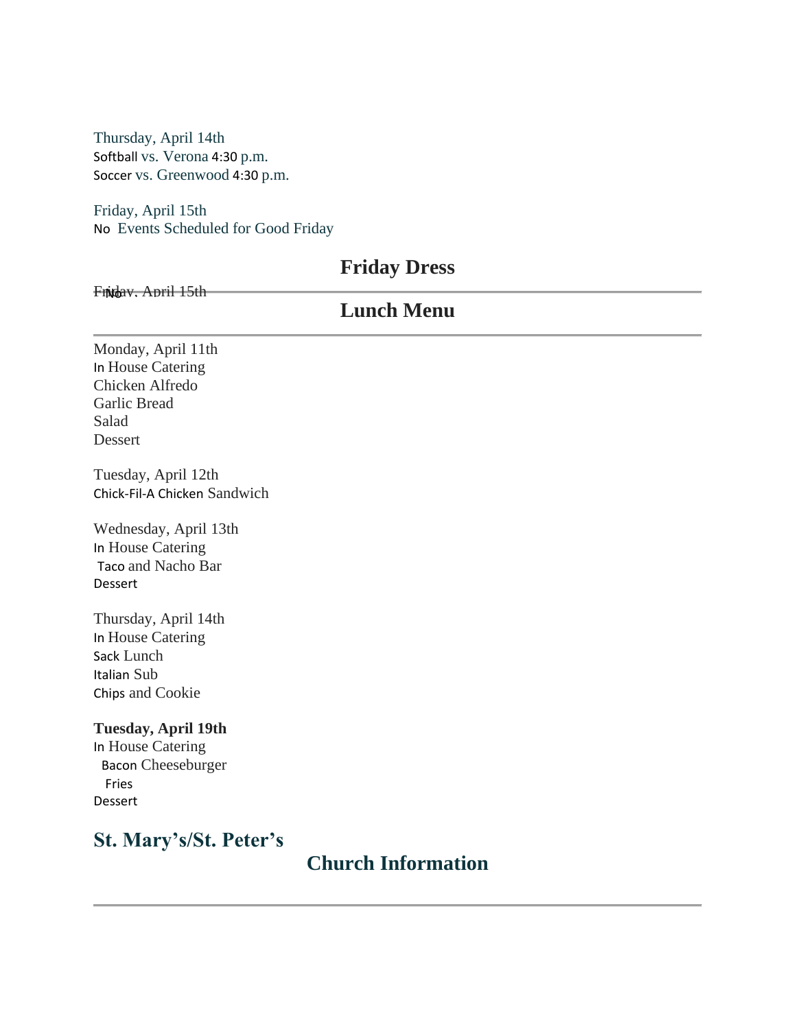Thursday, April 14th
Softball vs. Verona 4:30 p.m.
Soccer vs. Greenwood 4:30 p.m.

Friday, April 15th
No Events Scheduled for Good Friday

## Friday Dress

Friday, April 15th
No

## Lunch Menu

Monday, April 11th
In House Catering
Chicken Alfredo
Garlic Bread
Salad
Dessert

Tuesday, April 12th
Chick-Fil-A Chicken Sandwich

Wednesday, April 13th
In House Catering
Taco and Nacho Bar
Dessert

Thursday, April 14th
In House Catering
Sack Lunch
Italian Sub
Chips and Cookie

**Tuesday, April 19th**
In House Catering
Bacon Cheeseburger
Fries
Dessert

## St. Mary's/St. Peter's Church Information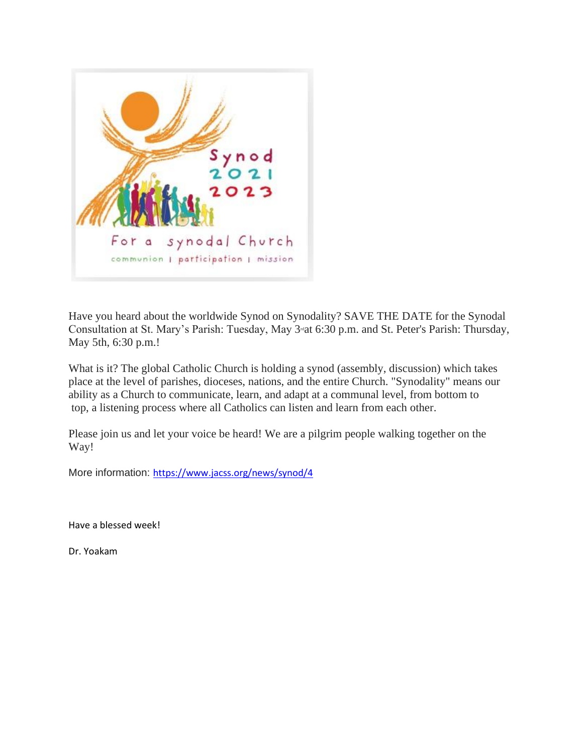Have you heard about the worldwide Synod on Synodality? SAVE THE DATE for the Synodal Consultation at St. Mary's Parish: Tuesday, May 3rd at 6:30 p.m. and St. Peter's Parish: Thursday, May 5th, 6:30 p.m.!

What is it? The global Catholic Church is holding a synod (assembly, discussion) which takes place at the level of parishes, dioceses, nations, and the entire Church. "Synodality" means our ability as a Church to communicate, learn, and adapt at a communal level, from bottom to top, a listening process where all Catholics can listen and learn from each other.

Please join us and let your voice be heard! We are a pilgrim people walking together on the Way!

More information: https://www.jacss.org/news/synod/4

Have a blessed week!

Dr. Yoakam